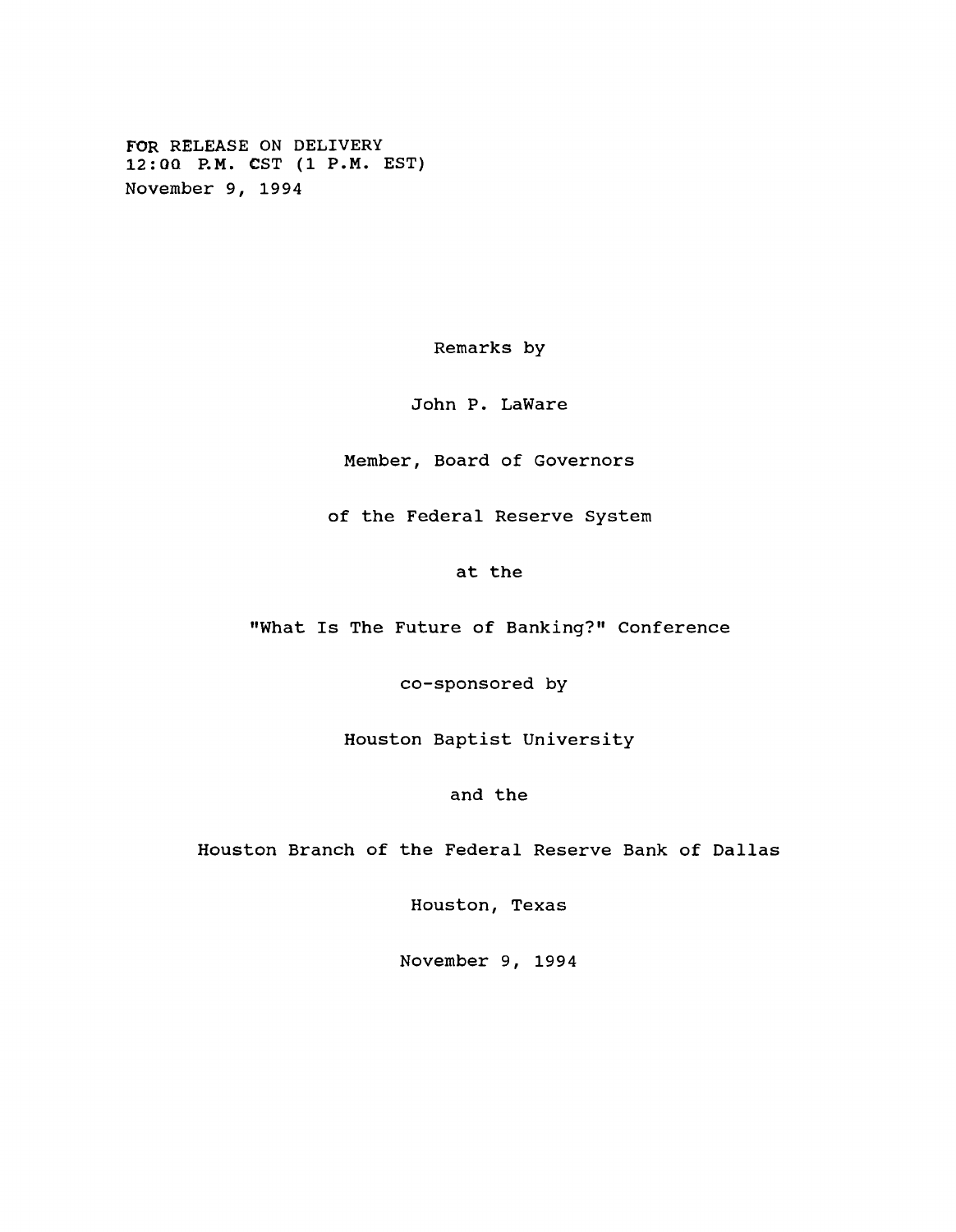FOR RELEASE ON DELIVERY
12:00 P.M. CST (1 P.M. EST)
November 9, 1994

Remarks by

John P. LaWare

Member, Board of Governors

of the Federal Reserve System

at the

"What Is The Future of Banking?" Conference

co-sponsored by

Houston Baptist University

and the

Houston Branch of the Federal Reserve Bank of Dallas

Houston, Texas

November 9, 1994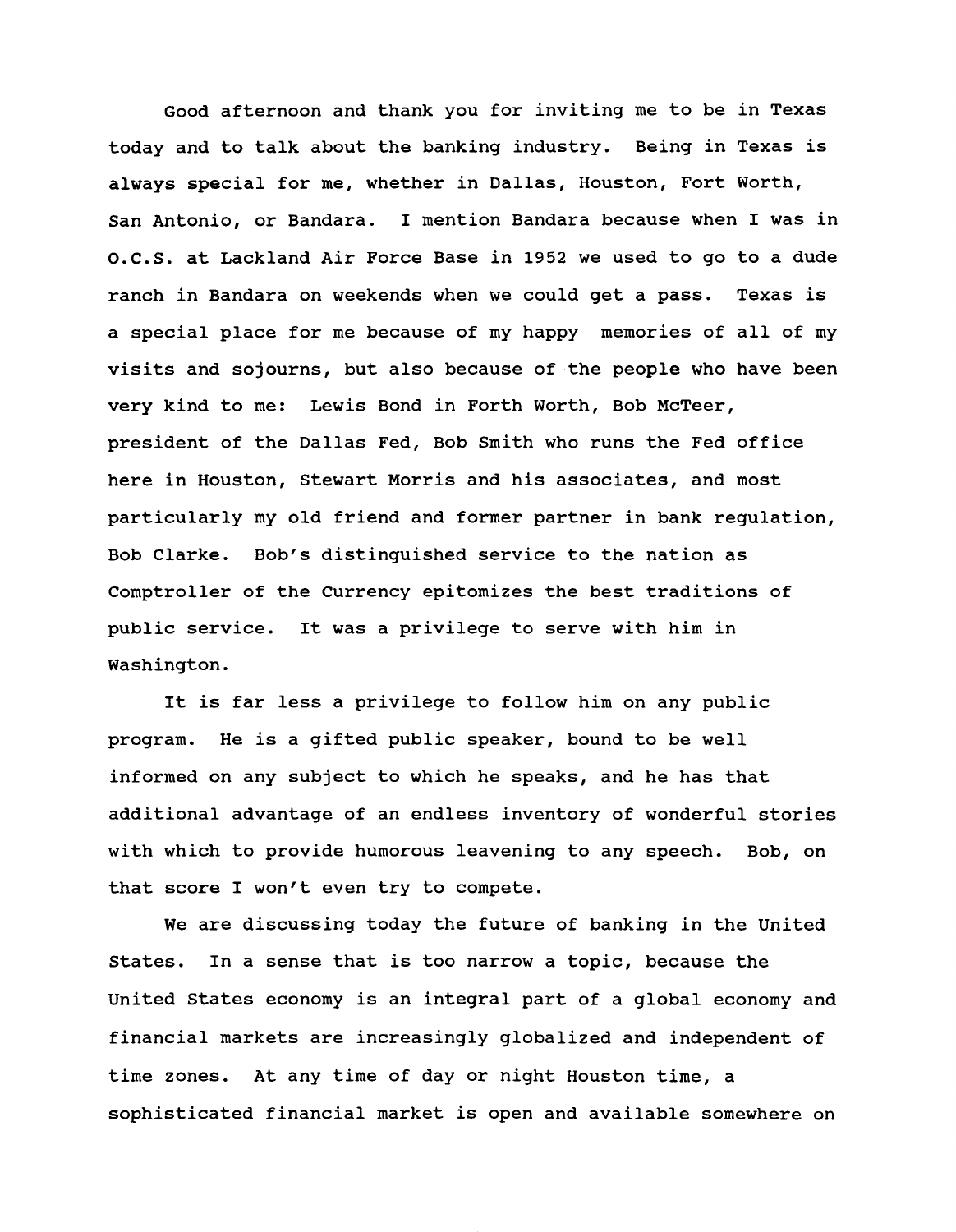Good afternoon and thank you for inviting me to be in Texas today and to talk about the banking industry. Being in Texas is always special for me, whether in Dallas, Houston, Fort Worth, San Antonio, or Bandara. I mention Bandara because when I was in O.C.S. at Lackland Air Force Base in 1952 we used to go to a dude ranch in Bandara on weekends when we could get a pass. Texas is a special place for me because of my happy memories of all of my visits and sojourns, but also because of the people who have been very kind to me: Lewis Bond in Forth Worth, Bob McTeer, president of the Dallas Fed, Bob Smith who runs the Fed office here in Houston, Stewart Morris and his associates, and most particularly my old friend and former partner in bank regulation, Bob Clarke. Bob's distinguished service to the nation as Comptroller of the Currency epitomizes the best traditions of public service. It was a privilege to serve with him in Washington.

It is far less a privilege to follow him on any public program. He is a gifted public speaker, bound to be well informed on any subject to which he speaks, and he has that additional advantage of an endless inventory of wonderful stories with which to provide humorous leavening to any speech. Bob, on that score I won't even try to compete.

We are discussing today the future of banking in the United States. In a sense that is too narrow a topic, because the United States economy is an integral part of a global economy and financial markets are increasingly globalized and independent of time zones. At any time of day or night Houston time, a sophisticated financial market is open and available somewhere on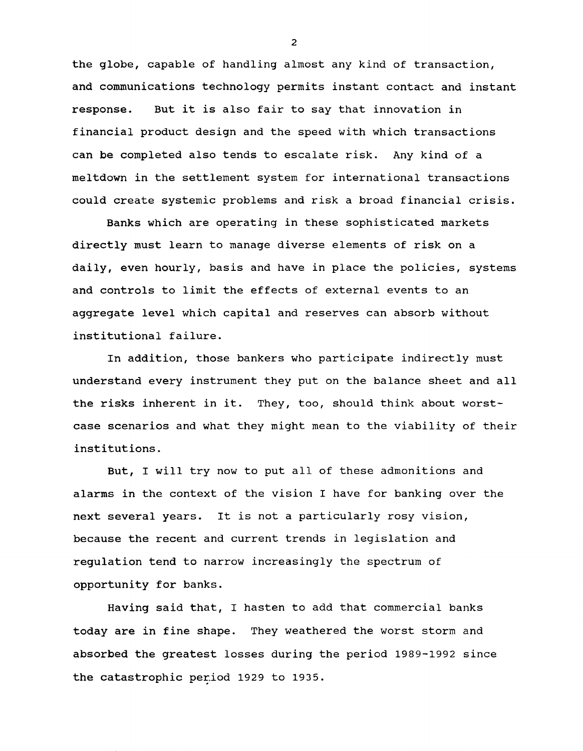the globe, capable of handling almost any kind of transaction, and communications technology permits instant contact and instant response. But it is also fair to say that innovation in financial product design and the speed with which transactions can be completed also tends to escalate risk. Any kind of a meltdown in the settlement system for international transactions could create systemic problems and risk a broad financial crisis.

Banks which are operating in these sophisticated markets directly must learn to manage diverse elements of risk on a daily, even hourly, basis and have in place the policies, systems and controls to limit the effects of external events to an aggregate level which capital and reserves can absorb without institutional failure.

In addition, those bankers who participate indirectly must understand every instrument they put on the balance sheet and all the risks inherent in it. They, too, should think about worst-case scenarios and what they might mean to the viability of their institutions.

But, I will try now to put all of these admonitions and alarms in the context of the vision I have for banking over the next several years. It is not a particularly rosy vision, because the recent and current trends in legislation and regulation tend to narrow increasingly the spectrum of opportunity for banks.

Having said that, I hasten to add that commercial banks today are in fine shape. They weathered the worst storm and absorbed the greatest losses during the period 1989-1992 since the catastrophic period 1929 to 1935.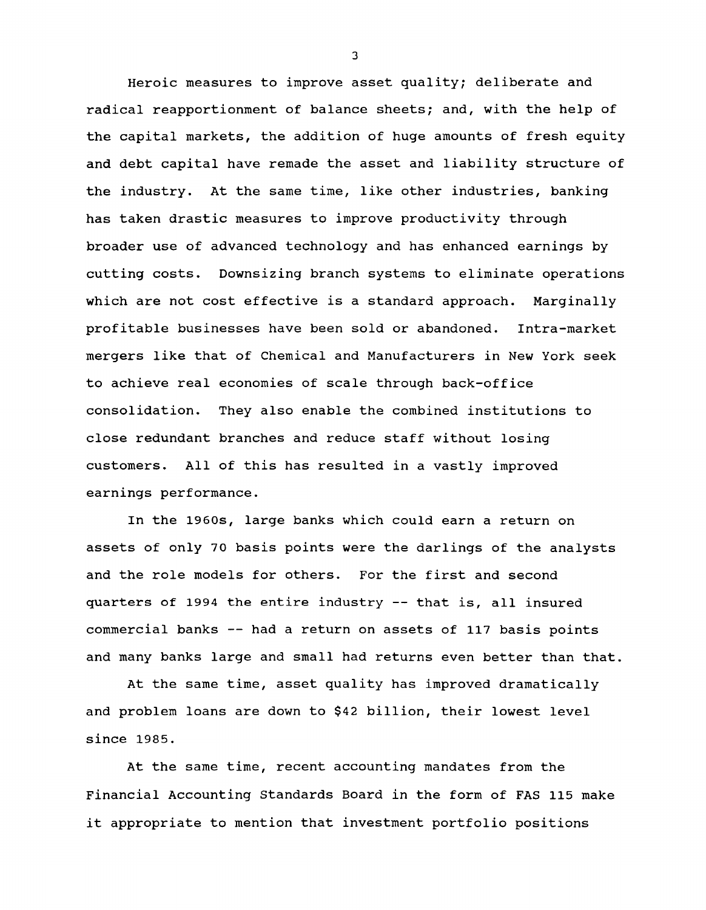Heroic measures to improve asset quality; deliberate and radical reapportionment of balance sheets; and, with the help of the capital markets, the addition of huge amounts of fresh equity and debt capital have remade the asset and liability structure of the industry. At the same time, like other industries, banking has taken drastic measures to improve productivity through broader use of advanced technology and has enhanced earnings by cutting costs. Downsizing branch systems to eliminate operations which are not cost effective is a standard approach. Marginally profitable businesses have been sold or abandoned. Intra-market mergers like that of Chemical and Manufacturers in New York seek to achieve real economies of scale through back-office consolidation. They also enable the combined institutions to close redundant branches and reduce staff without losing customers. All of this has resulted in a vastly improved earnings performance.

In the 1960s, large banks which could earn a return on assets of only 70 basis points were the darlings of the analysts and the role models for others. For the first and second quarters of 1994 the entire industry -- that is, all insured commercial banks -- had a return on assets of 117 basis points and many banks large and small had returns even better than that.

At the same time, asset quality has improved dramatically and problem loans are down to $42 billion, their lowest level since 1985.

At the same time, recent accounting mandates from the Financial Accounting Standards Board in the form of FAS 115 make it appropriate to mention that investment portfolio positions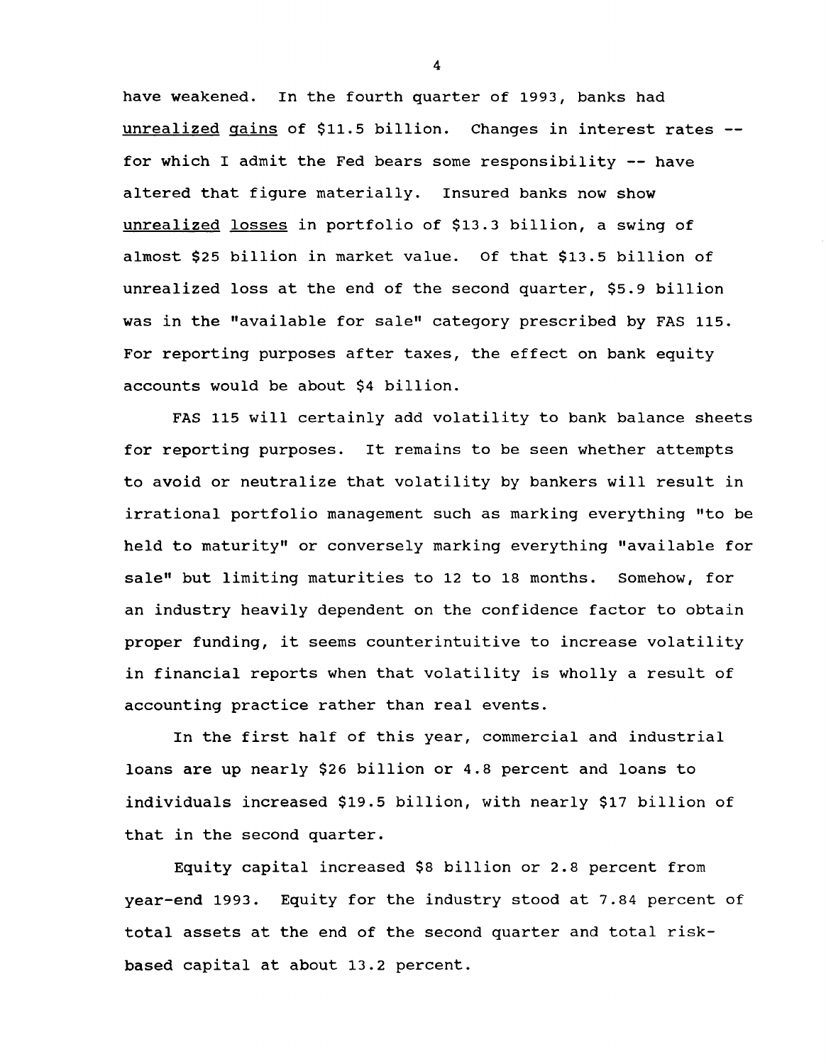have weakened. In the fourth quarter of 1993, banks had unrealized gains of $11.5 billion. Changes in interest rates -- for which I admit the Fed bears some responsibility -- have altered that figure materially. Insured banks now show unrealized losses in portfolio of $13.3 billion, a swing of almost $25 billion in market value. Of that $13.5 billion of unrealized loss at the end of the second quarter, $5.9 billion was in the "available for sale" category prescribed by FAS 115. For reporting purposes after taxes, the effect on bank equity accounts would be about $4 billion.

FAS 115 will certainly add volatility to bank balance sheets for reporting purposes. It remains to be seen whether attempts to avoid or neutralize that volatility by bankers will result in irrational portfolio management such as marking everything "to be held to maturity" or conversely marking everything "available for sale" but limiting maturities to 12 to 18 months. Somehow, for an industry heavily dependent on the confidence factor to obtain proper funding, it seems counterintuitive to increase volatility in financial reports when that volatility is wholly a result of accounting practice rather than real events.

In the first half of this year, commercial and industrial loans are up nearly $26 billion or 4.8 percent and loans to individuals increased $19.5 billion, with nearly $17 billion of that in the second quarter.

Equity capital increased $8 billion or 2.8 percent from year-end 1993. Equity for the industry stood at 7.84 percent of total assets at the end of the second quarter and total risk-based capital at about 13.2 percent.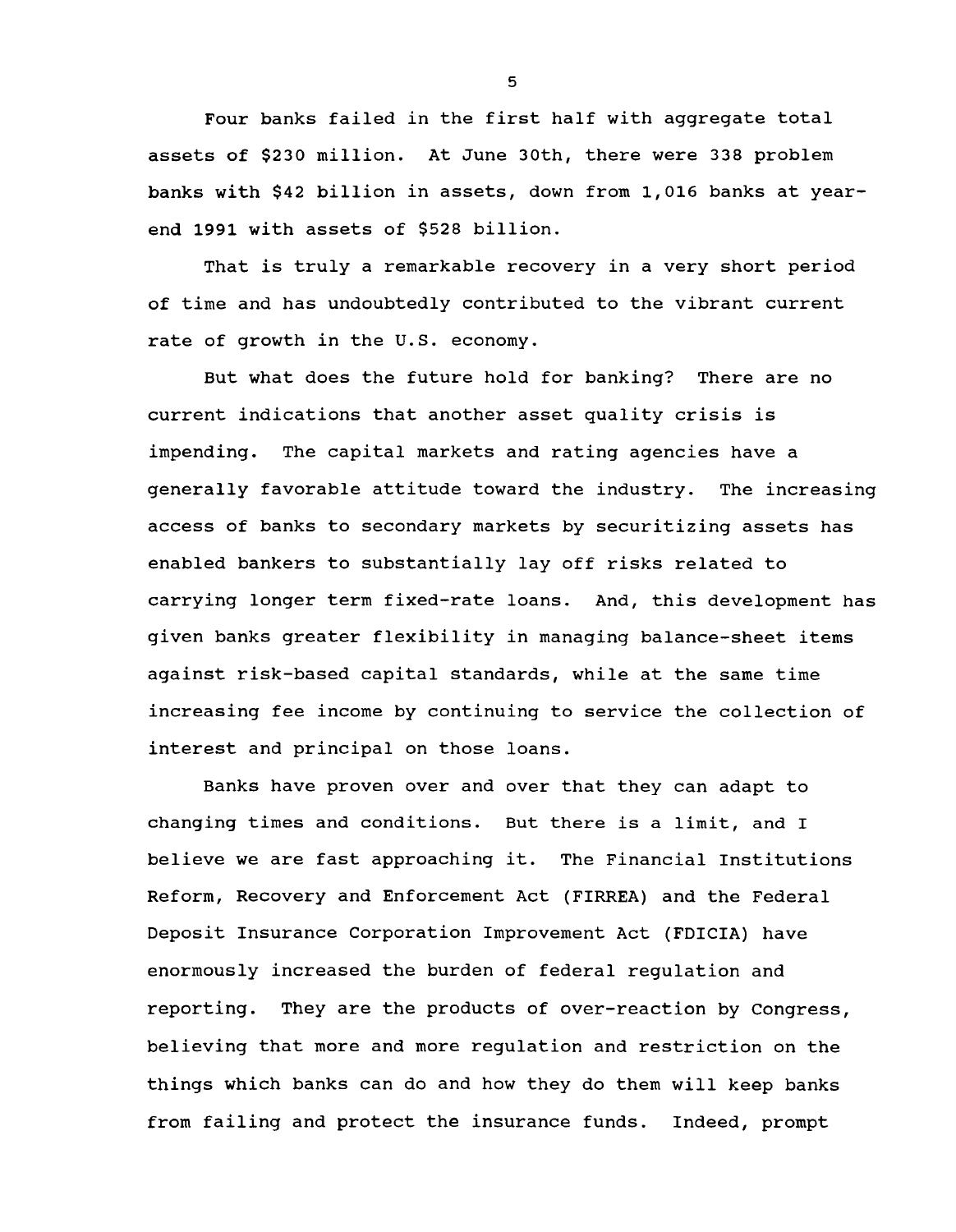Four banks failed in the first half with aggregate total assets of $230 million. At June 30th, there were 338 problem banks with $42 billion in assets, down from 1,016 banks at year-end 1991 with assets of $528 billion.

That is truly a remarkable recovery in a very short period of time and has undoubtedly contributed to the vibrant current rate of growth in the U.S. economy.

But what does the future hold for banking? There are no current indications that another asset quality crisis is impending. The capital markets and rating agencies have a generally favorable attitude toward the industry. The increasing access of banks to secondary markets by securitizing assets has enabled bankers to substantially lay off risks related to carrying longer term fixed-rate loans. And, this development has given banks greater flexibility in managing balance-sheet items against risk-based capital standards, while at the same time increasing fee income by continuing to service the collection of interest and principal on those loans.

Banks have proven over and over that they can adapt to changing times and conditions. But there is a limit, and I believe we are fast approaching it. The Financial Institutions Reform, Recovery and Enforcement Act (FIRREA) and the Federal Deposit Insurance Corporation Improvement Act (FDICIA) have enormously increased the burden of federal regulation and reporting. They are the products of over-reaction by Congress, believing that more and more regulation and restriction on the things which banks can do and how they do them will keep banks from failing and protect the insurance funds. Indeed, prompt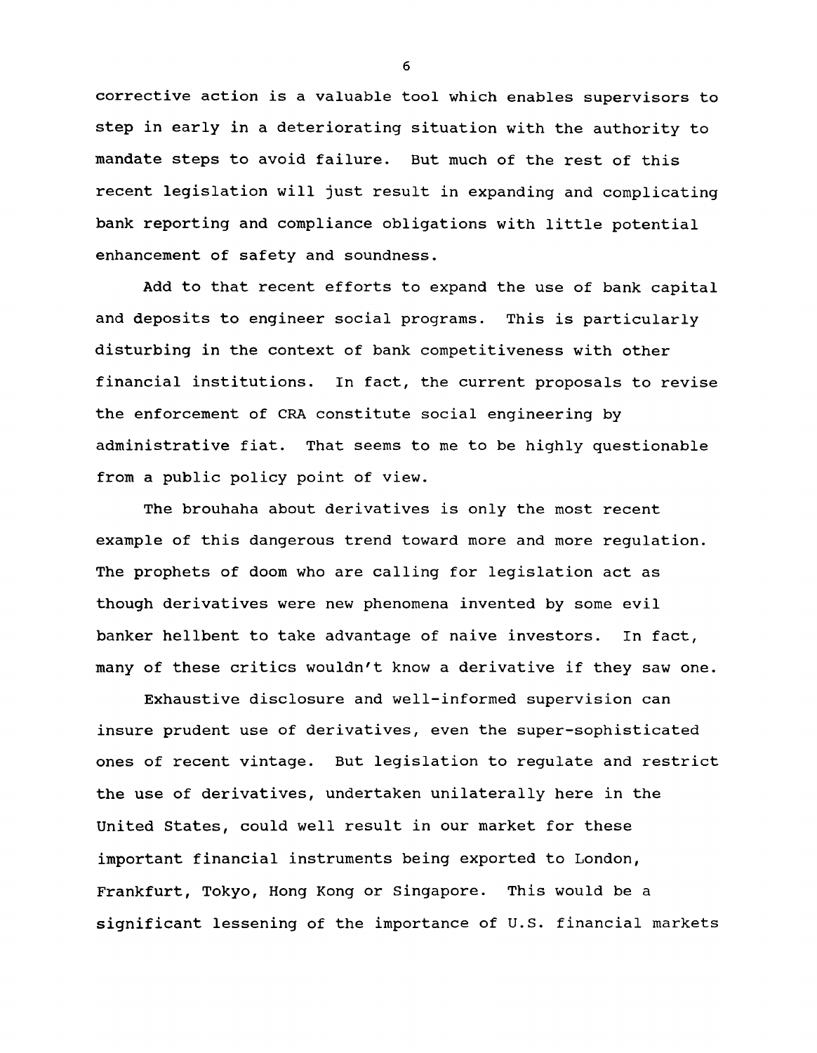corrective action is a valuable tool which enables supervisors to step in early in a deteriorating situation with the authority to mandate steps to avoid failure. But much of the rest of this recent legislation will just result in expanding and complicating bank reporting and compliance obligations with little potential enhancement of safety and soundness.

Add to that recent efforts to expand the use of bank capital and deposits to engineer social programs. This is particularly disturbing in the context of bank competitiveness with other financial institutions. In fact, the current proposals to revise the enforcement of CRA constitute social engineering by administrative fiat. That seems to me to be highly questionable from a public policy point of view.

The brouhaha about derivatives is only the most recent example of this dangerous trend toward more and more regulation. The prophets of doom who are calling for legislation act as though derivatives were new phenomena invented by some evil banker hellbent to take advantage of naive investors. In fact, many of these critics wouldn't know a derivative if they saw one.

Exhaustive disclosure and well-informed supervision can insure prudent use of derivatives, even the super-sophisticated ones of recent vintage. But legislation to regulate and restrict the use of derivatives, undertaken unilaterally here in the United States, could well result in our market for these important financial instruments being exported to London, Frankfurt, Tokyo, Hong Kong or Singapore. This would be a significant lessening of the importance of U.S. financial markets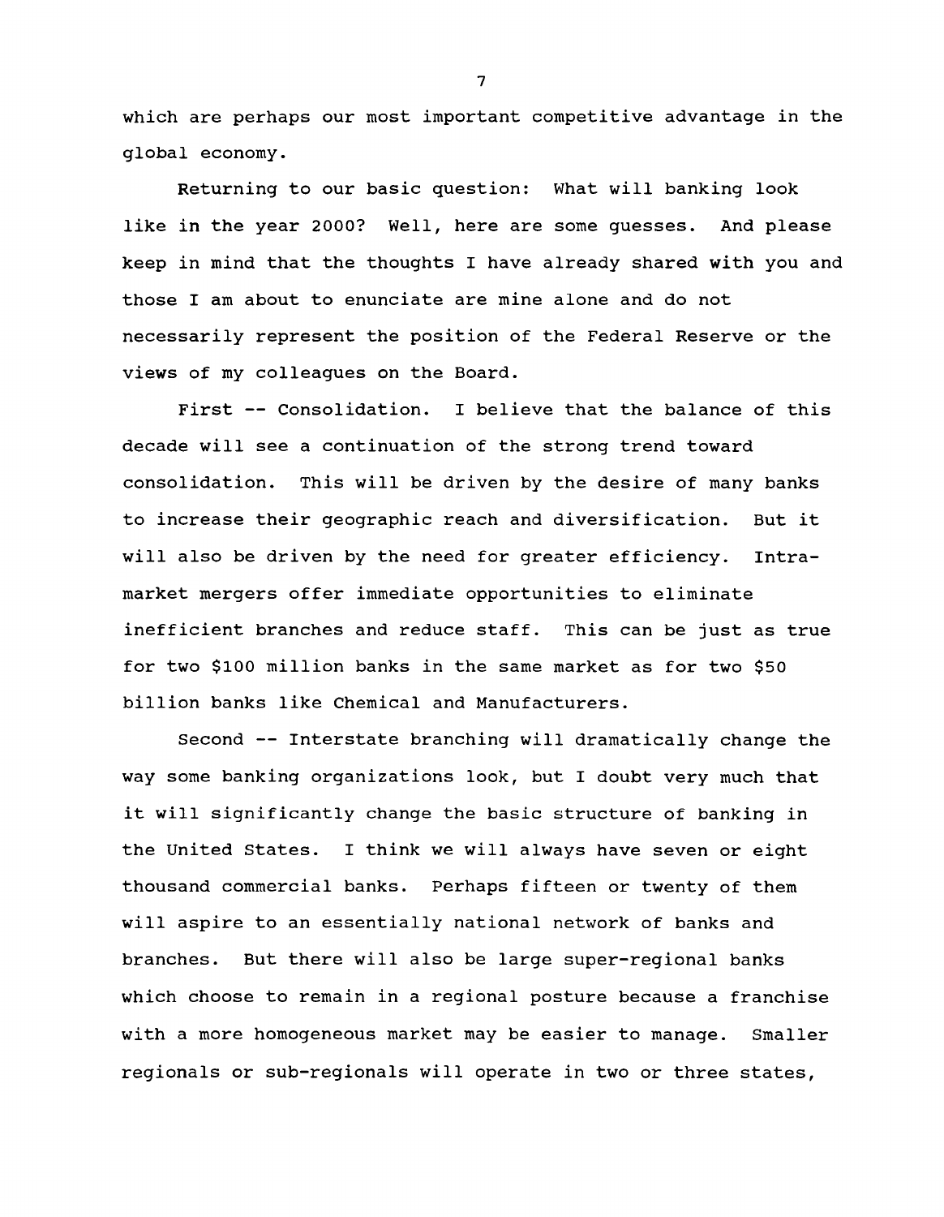which are perhaps our most important competitive advantage in the global economy.

Returning to our basic question: What will banking look like in the year 2000? Well, here are some guesses. And please keep in mind that the thoughts I have already shared with you and those I am about to enunciate are mine alone and do not necessarily represent the position of the Federal Reserve or the views of my colleagues on the Board.

First -- Consolidation. I believe that the balance of this decade will see a continuation of the strong trend toward consolidation. This will be driven by the desire of many banks to increase their geographic reach and diversification. But it will also be driven by the need for greater efficiency. Intra-market mergers offer immediate opportunities to eliminate inefficient branches and reduce staff. This can be just as true for two $100 million banks in the same market as for two $50 billion banks like Chemical and Manufacturers.

Second -- Interstate branching will dramatically change the way some banking organizations look, but I doubt very much that it will significantly change the basic structure of banking in the United States. I think we will always have seven or eight thousand commercial banks. Perhaps fifteen or twenty of them will aspire to an essentially national network of banks and branches. But there will also be large super-regional banks which choose to remain in a regional posture because a franchise with a more homogeneous market may be easier to manage. Smaller regionals or sub-regionals will operate in two or three states,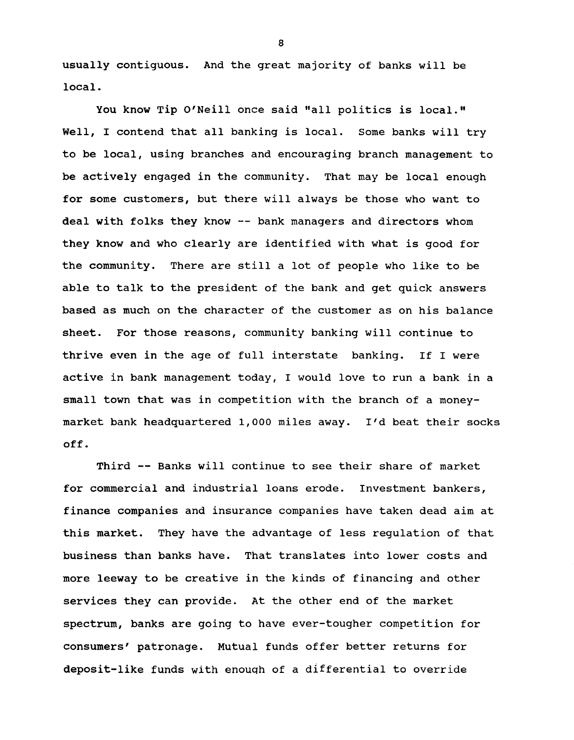usually contiguous. And the great majority of banks will be local.

You know Tip O'Neill once said "all politics is local." Well, I contend that all banking is local. Some banks will try to be local, using branches and encouraging branch management to be actively engaged in the community. That may be local enough for some customers, but there will always be those who want to deal with folks they know -- bank managers and directors whom they know and who clearly are identified with what is good for the community. There are still a lot of people who like to be able to talk to the president of the bank and get quick answers based as much on the character of the customer as on his balance sheet. For those reasons, community banking will continue to thrive even in the age of full interstate banking. If I were active in bank management today, I would love to run a bank in a small town that was in competition with the branch of a money-market bank headquartered 1,000 miles away. I'd beat their socks off.

Third -- Banks will continue to see their share of market for commercial and industrial loans erode. Investment bankers, finance companies and insurance companies have taken dead aim at this market. They have the advantage of less regulation of that business than banks have. That translates into lower costs and more leeway to be creative in the kinds of financing and other services they can provide. At the other end of the market spectrum, banks are going to have ever-tougher competition for consumers' patronage. Mutual funds offer better returns for deposit-like funds with enough of a differential to override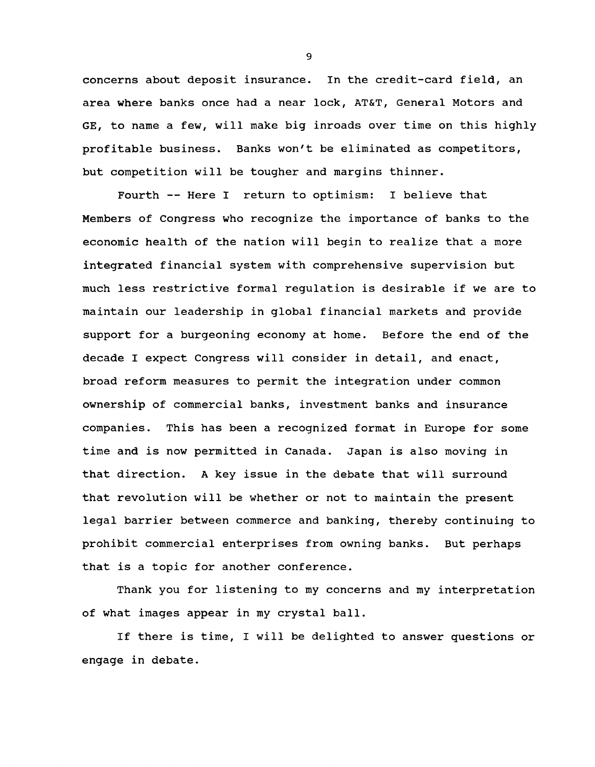concerns about deposit insurance. In the credit-card field, an area where banks once had a near lock, AT&T, General Motors and GE, to name a few, will make big inroads over time on this highly profitable business. Banks won't be eliminated as competitors, but competition will be tougher and margins thinner.

Fourth -- Here I return to optimism: I believe that Members of Congress who recognize the importance of banks to the economic health of the nation will begin to realize that a more integrated financial system with comprehensive supervision but much less restrictive formal regulation is desirable if we are to maintain our leadership in global financial markets and provide support for a burgeoning economy at home. Before the end of the decade I expect Congress will consider in detail, and enact, broad reform measures to permit the integration under common ownership of commercial banks, investment banks and insurance companies. This has been a recognized format in Europe for some time and is now permitted in Canada. Japan is also moving in that direction. A key issue in the debate that will surround that revolution will be whether or not to maintain the present legal barrier between commerce and banking, thereby continuing to prohibit commercial enterprises from owning banks. But perhaps that is a topic for another conference.

Thank you for listening to my concerns and my interpretation of what images appear in my crystal ball.

If there is time, I will be delighted to answer questions or engage in debate.